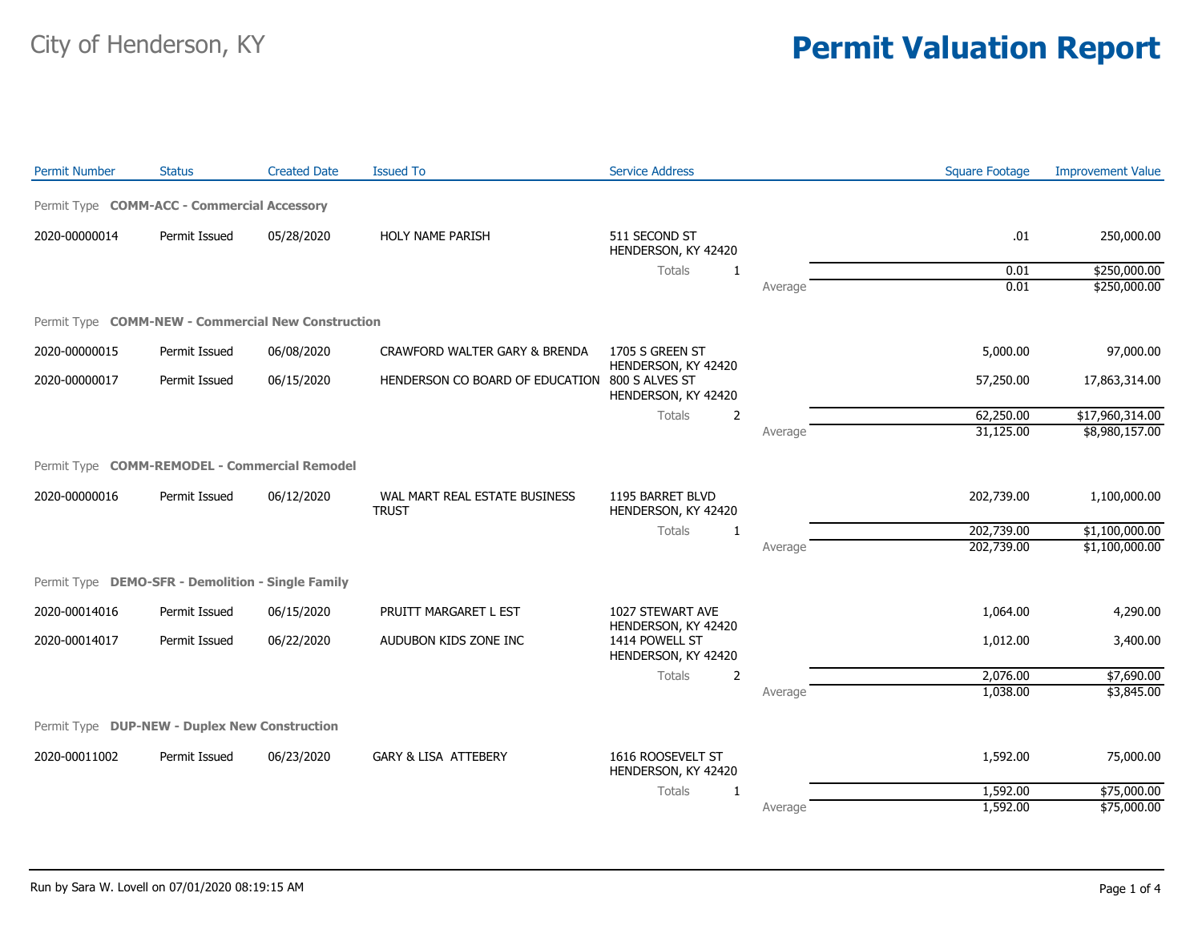City of Henderson, KY

# Permit Valuation Report

| Permit Number | Status | Created Date | Issued To | Service Address | | Square Footage | Improvement Value |
|---|---|---|---|---|---|---|---|
| **Permit Type COMM-ACC - Commercial Accessory** | | | | | | | |
| 2020-00000014 | Permit Issued | 05/28/2020 | HOLY NAME PARISH | 511 SECOND ST HENDERSON, KY 42420 | | .01 | 250,000.00 |
| | | | | Totals 1 | | 0.01 | $250,000.00 |
| | | | | | Average | 0.01 | $250,000.00 |
| **Permit Type COMM-NEW - Commercial New Construction** | | | | | | | |
| 2020-00000015 | Permit Issued | 06/08/2020 | CRAWFORD WALTER GARY & BRENDA | 1705 S GREEN ST HENDERSON, KY 42420 | | 5,000.00 | 97,000.00 |
| 2020-00000017 | Permit Issued | 06/15/2020 | HENDERSON CO BOARD OF EDUCATION | 800 S ALVES ST HENDERSON, KY 42420 | | 57,250.00 | 17,863,314.00 |
| | | | | Totals 2 | | 62,250.00 | $17,960,314.00 |
| | | | | | Average | 31,125.00 | $8,980,157.00 |
| **Permit Type COMM-REMODEL - Commercial Remodel** | | | | | | | |
| 2020-00000016 | Permit Issued | 06/12/2020 | WAL MART REAL ESTATE BUSINESS TRUST | 1195 BARRET BLVD HENDERSON, KY 42420 | | 202,739.00 | 1,100,000.00 |
| | | | | Totals 1 | | 202,739.00 | $1,100,000.00 |
| | | | | | Average | 202,739.00 | $1,100,000.00 |
| **Permit Type DEMO-SFR - Demolition - Single Family** | | | | | | | |
| 2020-00014016 | Permit Issued | 06/15/2020 | PRUITT MARGARET L EST | 1027 STEWART AVE HENDERSON, KY 42420 | | 1,064.00 | 4,290.00 |
| 2020-00014017 | Permit Issued | 06/22/2020 | AUDUBON KIDS ZONE INC | 1414 POWELL ST HENDERSON, KY 42420 | | 1,012.00 | 3,400.00 |
| | | | | Totals 2 | | 2,076.00 | $7,690.00 |
| | | | | | Average | 1,038.00 | $3,845.00 |
| **Permit Type DUP-NEW - Duplex New Construction** | | | | | | | |
| 2020-00011002 | Permit Issued | 06/23/2020 | GARY & LISA ATTEBERY | 1616 ROOSEVELT ST HENDERSON, KY 42420 | | 1,592.00 | 75,000.00 |
| | | | | Totals 1 | | 1,592.00 | $75,000.00 |
| | | | | | Average | 1,592.00 | $75,000.00 |

Run by Sara W. Lovell on 07/01/2020 08:19:15 AM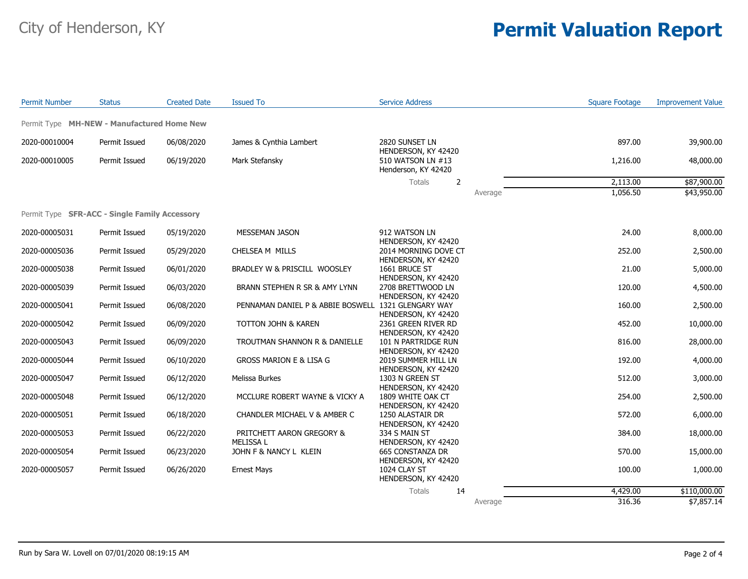City of Henderson, KY

# Permit Valuation Report

| Permit Number | Status | Created Date | Issued To | Service Address | Square Footage | Improvement Value |
|---|---|---|---|---|---|---|
| **Permit Type MH-NEW - Manufactured Home New** | | | | | | |
| 2020-00010004 | Permit Issued | 06/08/2020 | James & Cynthia Lambert | 2820 SUNSET LN HENDERSON, KY 42420 | 897.00 | 39,900.00 |
| 2020-00010005 | Permit Issued | 06/19/2020 | Mark Stefansky | 510 WATSON LN #13 Henderson, KY 42420 | 1,216.00 | 48,000.00 |
| | | | | Totals 2 | 2,113.00 | $87,900.00 |
| | | | | Average | 1,056.50 | $43,950.00 |
| **Permit Type SFR-ACC - Single Family Accessory** | | | | | | |
| 2020-00005031 | Permit Issued | 05/19/2020 | MESSEMAN JASON | 912 WATSON LN HENDERSON, KY 42420 | 24.00 | 8,000.00 |
| 2020-00005036 | Permit Issued | 05/29/2020 | CHELSEA M MILLS | 2014 MORNING DOVE CT HENDERSON, KY 42420 | 252.00 | 2,500.00 |
| 2020-00005038 | Permit Issued | 06/01/2020 | BRADLEY W & PRISCILL WOOSLEY | 1661 BRUCE ST HENDERSON, KY 42420 | 21.00 | 5,000.00 |
| 2020-00005039 | Permit Issued | 06/03/2020 | BRANN STEPHEN R SR & AMY LYNN | 2708 BRETTWOOD LN HENDERSON, KY 42420 | 120.00 | 4,500.00 |
| 2020-00005041 | Permit Issued | 06/08/2020 | PENNAMAN DANIEL P & ABBIE BOSWELL | 1321 GLENGARY WAY HENDERSON, KY 42420 | 160.00 | 2,500.00 |
| 2020-00005042 | Permit Issued | 06/09/2020 | TOTTON JOHN & KAREN | 2361 GREEN RIVER RD HENDERSON, KY 42420 | 452.00 | 10,000.00 |
| 2020-00005043 | Permit Issued | 06/09/2020 | TROUTMAN SHANNON R & DANIELLE | 101 N PARTRIDGE RUN HENDERSON, KY 42420 | 816.00 | 28,000.00 |
| 2020-00005044 | Permit Issued | 06/10/2020 | GROSS MARION E & LISA G | 2019 SUMMER HILL LN HENDERSON, KY 42420 | 192.00 | 4,000.00 |
| 2020-00005047 | Permit Issued | 06/12/2020 | Melissa Burkes | 1303 N GREEN ST HENDERSON, KY 42420 | 512.00 | 3,000.00 |
| 2020-00005048 | Permit Issued | 06/12/2020 | MCCLURE ROBERT WAYNE & VICKY A | 1809 WHITE OAK CT HENDERSON, KY 42420 | 254.00 | 2,500.00 |
| 2020-00005051 | Permit Issued | 06/18/2020 | CHANDLER MICHAEL V & AMBER C | 1250 ALASTAIR DR HENDERSON, KY 42420 | 572.00 | 6,000.00 |
| 2020-00005053 | Permit Issued | 06/22/2020 | PRITCHETT AARON GREGORY & MELISSA L | 334 S MAIN ST HENDERSON, KY 42420 | 384.00 | 18,000.00 |
| 2020-00005054 | Permit Issued | 06/23/2020 | JOHN F & NANCY L KLEIN | 665 CONSTANZA DR HENDERSON, KY 42420 | 570.00 | 15,000.00 |
| 2020-00005057 | Permit Issued | 06/26/2020 | Ernest Mays | 1024 CLAY ST HENDERSON, KY 42420 | 100.00 | 1,000.00 |
| | | | | Totals 14 | 4,429.00 | $110,000.00 |
| | | | | Average | 316.36 | $7,857.14 |

Run by Sara W. Lovell on 07/01/2020 08:19:15 AM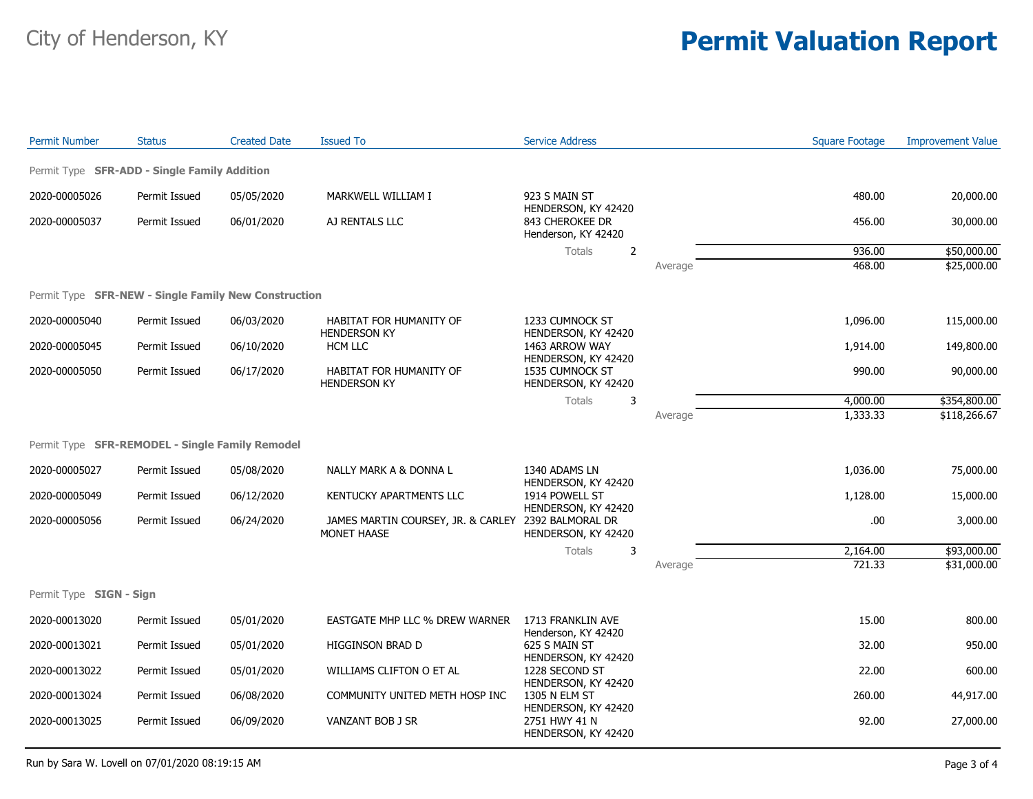City of Henderson, KY

# Permit Valuation Report

| Permit Number | Status | Created Date | Issued To | Service Address | | Square Footage | Improvement Value |
|---|---|---|---|---|---|---|---|
| **Permit Type SFR-ADD - Single Family Addition** | | | | | | | |
| 2020-00005026 | Permit Issued | 05/05/2020 | MARKWELL WILLIAM I | 923 S MAIN ST HENDERSON, KY 42420 | | 480.00 | 20,000.00 |
| 2020-00005037 | Permit Issued | 06/01/2020 | AJ RENTALS LLC | 843 CHEROKEE DR Henderson, KY 42420 | | 456.00 | 30,000.00 |
| | | | | Totals 2 | | 936.00 | $50,000.00 |
| | | | | | Average | 468.00 | $25,000.00 |
| **Permit Type SFR-NEW - Single Family New Construction** | | | | | | | |
| 2020-00005040 | Permit Issued | 06/03/2020 | HABITAT FOR HUMANITY OF HENDERSON KY | 1233 CUMNOCK ST HENDERSON, KY 42420 | | 1,096.00 | 115,000.00 |
| 2020-00005045 | Permit Issued | 06/10/2020 | HCM LLC | 1463 ARROW WAY HENDERSON, KY 42420 | | 1,914.00 | 149,800.00 |
| 2020-00005050 | Permit Issued | 06/17/2020 | HABITAT FOR HUMANITY OF HENDERSON KY | 1535 CUMNOCK ST HENDERSON, KY 42420 | | 990.00 | 90,000.00 |
| | | | | Totals 3 | | 4,000.00 | $354,800.00 |
| | | | | | Average | 1,333.33 | $118,266.67 |
| **Permit Type SFR-REMODEL - Single Family Remodel** | | | | | | | |
| 2020-00005027 | Permit Issued | 05/08/2020 | NALLY MARK A & DONNA L | 1340 ADAMS LN HENDERSON, KY 42420 | | 1,036.00 | 75,000.00 |
| 2020-00005049 | Permit Issued | 06/12/2020 | KENTUCKY APARTMENTS LLC | 1914 POWELL ST HENDERSON, KY 42420 | | 1,128.00 | 15,000.00 |
| 2020-00005056 | Permit Issued | 06/24/2020 | JAMES MARTIN COURSEY, JR. & CARLEY MONET HAASE | 2392 BALMORAL DR HENDERSON, KY 42420 | | .00 | 3,000.00 |
| | | | | Totals 3 | | 2,164.00 | $93,000.00 |
| | | | | | Average | 721.33 | $31,000.00 |
| **Permit Type SIGN - Sign** | | | | | | | |
| 2020-00013020 | Permit Issued | 05/01/2020 | EASTGATE MHP LLC % DREW WARNER | 1713 FRANKLIN AVE Henderson, KY 42420 | | 15.00 | 800.00 |
| 2020-00013021 | Permit Issued | 05/01/2020 | HIGGINSON BRAD D | 625 S MAIN ST HENDERSON, KY 42420 | | 32.00 | 950.00 |
| 2020-00013022 | Permit Issued | 05/01/2020 | WILLIAMS CLIFTON O ET AL | 1228 SECOND ST HENDERSON, KY 42420 | | 22.00 | 600.00 |
| 2020-00013024 | Permit Issued | 06/08/2020 | COMMUNITY UNITED METH HOSP INC | 1305 N ELM ST HENDERSON, KY 42420 | | 260.00 | 44,917.00 |
| 2020-00013025 | Permit Issued | 06/09/2020 | VANZANT BOB J SR | 2751 HWY 41 N HENDERSON, KY 42420 | | 92.00 | 27,000.00 |

Run by Sara W. Lovell on 07/01/2020 08:19:15 AM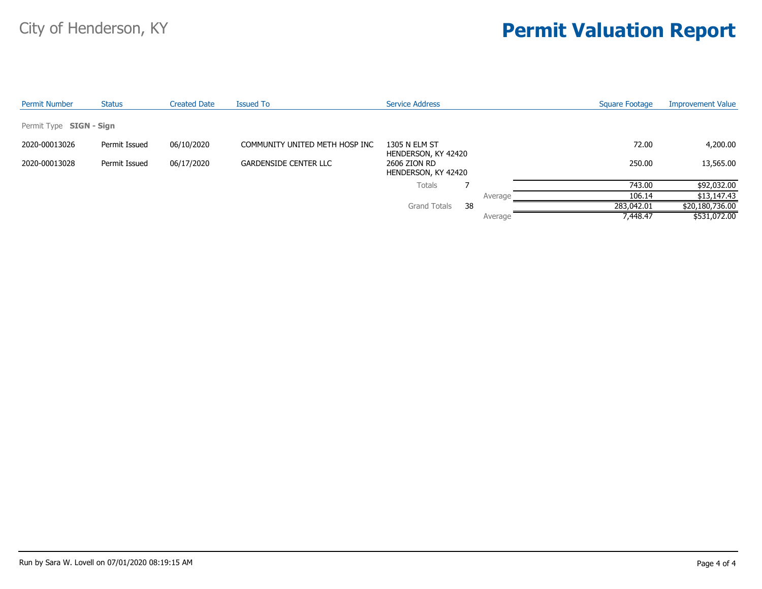City of Henderson, KY

# Permit Valuation Report

| Permit Number | Status | Created Date | Issued To | Service Address | | | Square Footage | Improvement Value |
|---|---|---|---|---|---|---|---|---|
| Permit Type **SIGN - Sign** | | | | | | | | |
| 2020-00013026 | Permit Issued | 06/10/2020 | COMMUNITY UNITED METH HOSP INC | 1305 N ELM ST HENDERSON, KY 42420 | | | 72.00 | 4,200.00 |
| 2020-00013028 | Permit Issued | 06/17/2020 | GARDENSIDE CENTER LLC | 2606 ZION RD HENDERSON, KY 42420 | | | 250.00 | 13,565.00 |
| | | | | Totals | 7 | | 743.00 | $92,032.00 |
| | | | | | | Average | 106.14 | $13,147.43 |
| | | | | Grand Totals | 38 | | 283,042.01 | $20,180,736.00 |
| | | | | | | Average | 7,448.47 | $531,072.00 |

Run by Sara W. Lovell on 07/01/2020 08:19:15 AM